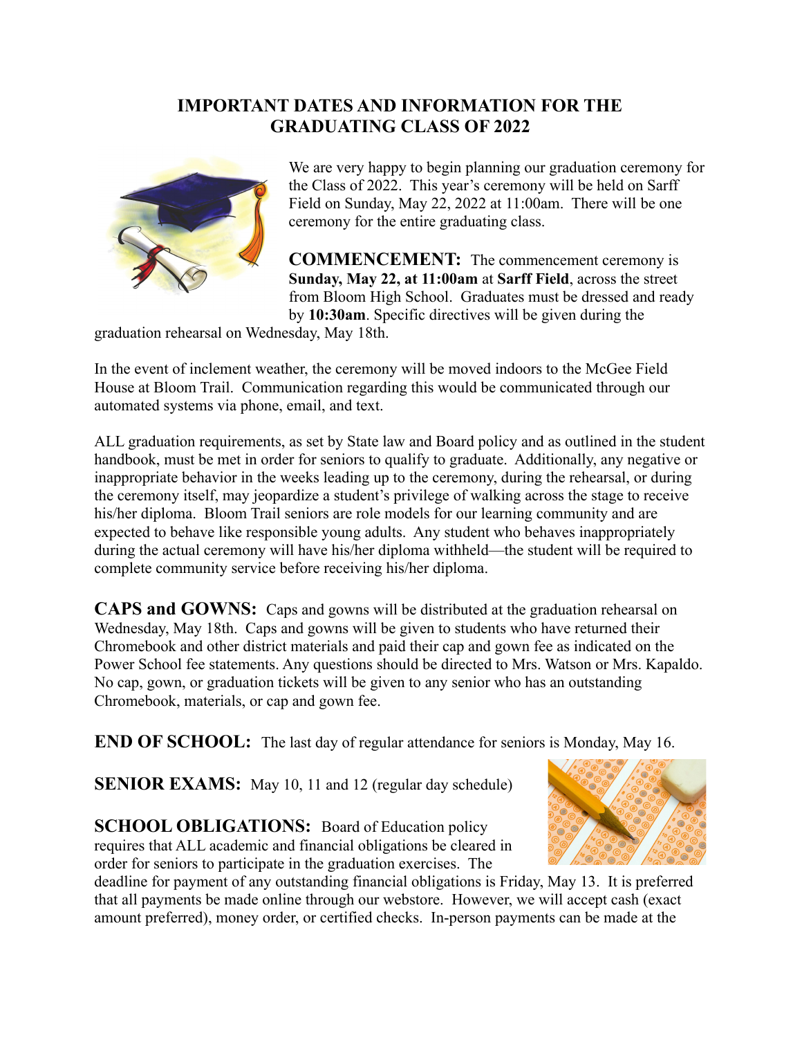# IMPORTANT DATES AND INFORMATION FOR THE GRADUATING CLASS OF 2022

We are very happy to begin planning our graduation ceremony for the Class of 2022. This year's ceremony will be held on Sarff Field on Sunday, May 22, 2022 at 11:00am. There will be one ceremony for the entire graduating class.

**COMMENCEMENT:** The commencement ceremony is **Sunday, May 22, at 11:00am** at **Sarff Field**, across the street from Bloom High School. Graduates must be dressed and ready by **10:30am**. Specific directives will be given during the graduation rehearsal on Wednesday, May 18th.

In the event of inclement weather, the ceremony will be moved indoors to the McGee Field House at Bloom Trail. Communication regarding this would be communicated through our automated systems via phone, email, and text.

ALL graduation requirements, as set by State law and Board policy and as outlined in the student handbook, must be met in order for seniors to qualify to graduate. Additionally, any negative or inappropriate behavior in the weeks leading up to the ceremony, during the rehearsal, or during the ceremony itself, may jeopardize a student's privilege of walking across the stage to receive his/her diploma. Bloom Trail seniors are role models for our learning community and are expected to behave like responsible young adults. Any student who behaves inappropriately during the actual ceremony will have his/her diploma withheld—the student will be required to complete community service before receiving his/her diploma.

**CAPS and GOWNS:** Caps and gowns will be distributed at the graduation rehearsal on Wednesday, May 18th. Caps and gowns will be given to students who have returned their Chromebook and other district materials and paid their cap and gown fee as indicated on the Power School fee statements. Any questions should be directed to Mrs. Watson or Mrs. Kapaldo. No cap, gown, or graduation tickets will be given to any senior who has an outstanding Chromebook, materials, or cap and gown fee.

**END OF SCHOOL:** The last day of regular attendance for seniors is Monday, May 16.

**SENIOR EXAMS:** May 10, 11 and 12 (regular day schedule)

**SCHOOL OBLIGATIONS:** Board of Education policy requires that ALL academic and financial obligations be cleared in order for seniors to participate in the graduation exercises. The deadline for payment of any outstanding financial obligations is Friday, May 13. It is preferred that all payments be made online through our webstore. However, we will accept cash (exact amount preferred), money order, or certified checks. In-person payments can be made at the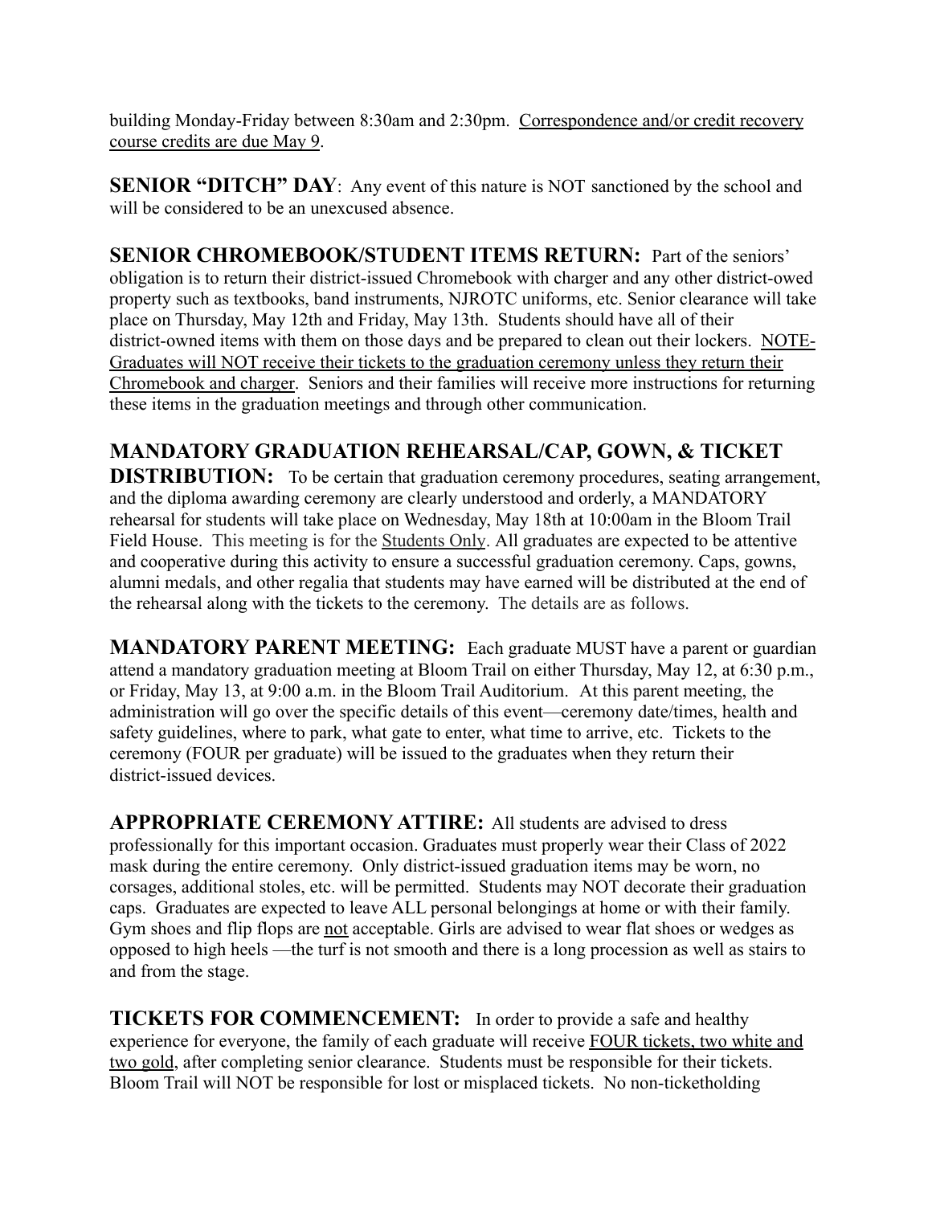building Monday-Friday between 8:30am and 2:30pm. <u>Correspondence and/or credit recovery course credits are due May 9</u>.

**SENIOR "DITCH" DAY**: Any event of this nature is NOT sanctioned by the school and will be considered to be an unexcused absence.

**SENIOR CHROMEBOOK/STUDENT ITEMS RETURN:** Part of the seniors' obligation is to return their district-issued Chromebook with charger and any other district-owed property such as textbooks, band instruments, NJROTC uniforms, etc. Senior clearance will take place on Thursday, May 12th and Friday, May 13th. Students should have all of their district-owned items with them on those days and be prepared to clean out their lockers. <u>NOTE- Graduates will NOT receive their tickets to the graduation ceremony unless they return their Chromebook and charger</u>. Seniors and their families will receive more instructions for returning these items in the graduation meetings and through other communication.

**MANDATORY GRADUATION REHEARSAL/CAP, GOWN, & TICKET DISTRIBUTION:** To be certain that graduation ceremony procedures, seating arrangement, and the diploma awarding ceremony are clearly understood and orderly, a MANDATORY rehearsal for students will take place on Wednesday, May 18th at 10:00am in the Bloom Trail Field House. This meeting is for the <u>Students Only</u>. All graduates are expected to be attentive and cooperative during this activity to ensure a successful graduation ceremony. Caps, gowns, alumni medals, and other regalia that students may have earned will be distributed at the end of the rehearsal along with the tickets to the ceremony. The details are as follows.

**MANDATORY PARENT MEETING:** Each graduate MUST have a parent or guardian attend a mandatory graduation meeting at Bloom Trail on either Thursday, May 12, at 6:30 p.m., or Friday, May 13, at 9:00 a.m. in the Bloom Trail Auditorium. At this parent meeting, the administration will go over the specific details of this event—ceremony date/times, health and safety guidelines, where to park, what gate to enter, what time to arrive, etc. Tickets to the ceremony (FOUR per graduate) will be issued to the graduates when they return their district-issued devices.

**APPROPRIATE CEREMONY ATTIRE:** All students are advised to dress professionally for this important occasion. Graduates must properly wear their Class of 2022 mask during the entire ceremony. Only district-issued graduation items may be worn, no corsages, additional stoles, etc. will be permitted. Students may NOT decorate their graduation caps. Graduates are expected to leave ALL personal belongings at home or with their family. Gym shoes and flip flops are <u>not</u> acceptable. Girls are advised to wear flat shoes or wedges as opposed to high heels —the turf is not smooth and there is a long procession as well as stairs to and from the stage.

**TICKETS FOR COMMENCEMENT:** In order to provide a safe and healthy experience for everyone, the family of each graduate will receive <u>FOUR tickets, two white and two gold</u>, after completing senior clearance. Students must be responsible for their tickets. Bloom Trail will NOT be responsible for lost or misplaced tickets. No non-ticketholding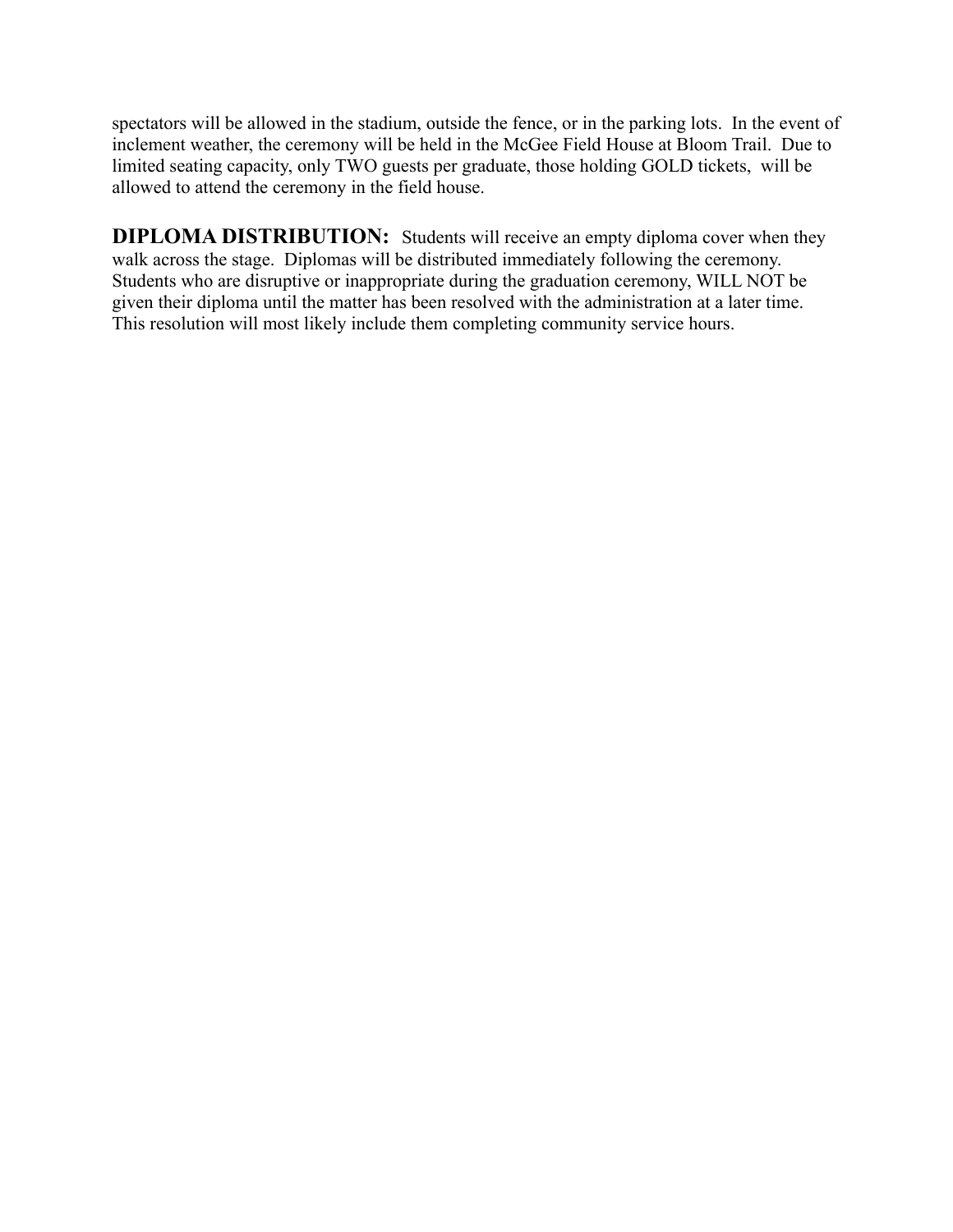spectators will be allowed in the stadium, outside the fence, or in the parking lots. In the event of inclement weather, the ceremony will be held in the McGee Field House at Bloom Trail. Due to limited seating capacity, only TWO guests per graduate, those holding GOLD tickets, will be allowed to attend the ceremony in the field house.

**DIPLOMA DISTRIBUTION:** Students will receive an empty diploma cover when they walk across the stage. Diplomas will be distributed immediately following the ceremony. Students who are disruptive or inappropriate during the graduation ceremony, WILL NOT be given their diploma until the matter has been resolved with the administration at a later time. This resolution will most likely include them completing community service hours.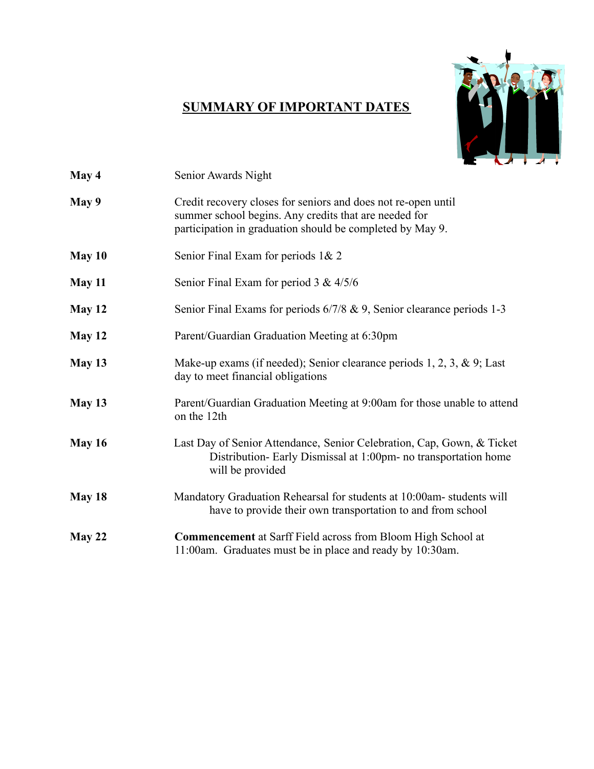## SUMMARY OF IMPORTANT DATES

| | |
|---|---|
| **May 4** | Senior Awards Night |
| **May 9** | Credit recovery closes for seniors and does not re-open until summer school begins. Any credits that are needed for participation in graduation should be completed by May 9. |
| **May 10** | Senior Final Exam for periods 1& 2 |
| **May 11** | Senior Final Exam for period 3 & 4/5/6 |
| **May 12** | Senior Final Exams for periods 6/7/8 & 9, Senior clearance periods 1-3 |
| **May 12** | Parent/Guardian Graduation Meeting at 6:30pm |
| **May 13** | Make-up exams (if needed); Senior clearance periods 1, 2, 3, & 9; Last day to meet financial obligations |
| **May 13** | Parent/Guardian Graduation Meeting at 9:00am for those unable to attend on the 12th |
| **May 16** | Last Day of Senior Attendance, Senior Celebration, Cap, Gown, & Ticket Distribution- Early Dismissal at 1:00pm- no transportation home will be provided |
| **May 18** | Mandatory Graduation Rehearsal for students at 10:00am- students will have to provide their own transportation to and from school |
| **May 22** | **Commencement** at Sarff Field across from Bloom High School at 11:00am. Graduates must be in place and ready by 10:30am. |